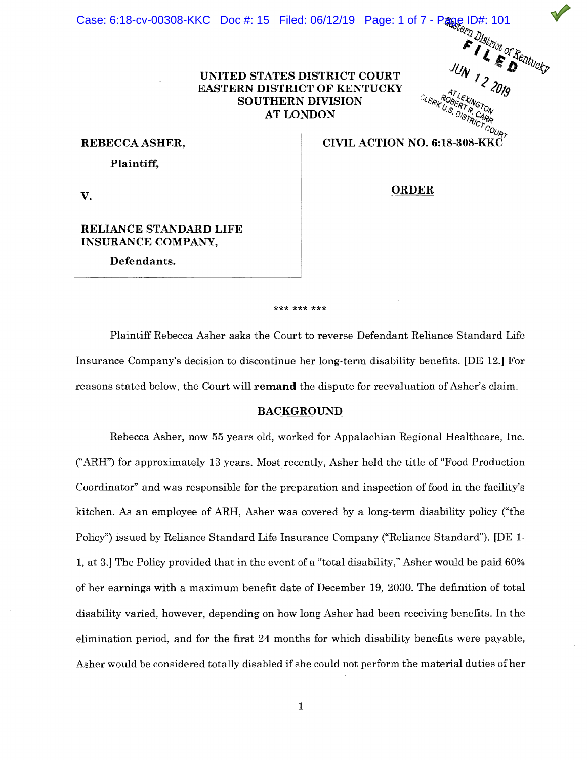UNITED STATES DISTRICT COURT
EASTERN DISTRICT OF KENTUCKY
SOUTHERN DIVISION
AT LONDON

| | |
|---|---|
| **REBECCA ASHER,**<br><br>**Plaintiff,**<br><br>**V.**<br><br>**RELIANCE STANDARD LIFE INSURANCE COMPANY,**<br><br>**Defendants.** | **CIVIL ACTION NO. 6:18-308-KKC**<br><br>**ORDER** |

\*\*\* \*\*\* \*\*\*

Plaintiff Rebecca Asher asks the Court to reverse Defendant Reliance Standard Life Insurance Company's decision to discontinue her long-term disability benefits. [DE 12.] For reasons stated below, the Court will **remand** the dispute for reevaluation of Asher's claim.

## BACKGROUND

Rebecca Asher, now 55 years old, worked for Appalachian Regional Healthcare, Inc. ("ARH") for approximately 13 years. Most recently, Asher held the title of "Food Production Coordinator" and was responsible for the preparation and inspection of food in the facility's kitchen. As an employee of ARH, Asher was covered by a long-term disability policy ("the Policy") issued by Reliance Standard Life Insurance Company ("Reliance Standard"). [DE 1-1, at 3.] The Policy provided that in the event of a "total disability," Asher would be paid 60% of her earnings with a maximum benefit date of December 19, 2030. The definition of total disability varied, however, depending on how long Asher had been receiving benefits. In the elimination period, and for the first 24 months for which disability benefits were payable, Asher would be considered totally disabled if she could not perform the material duties of her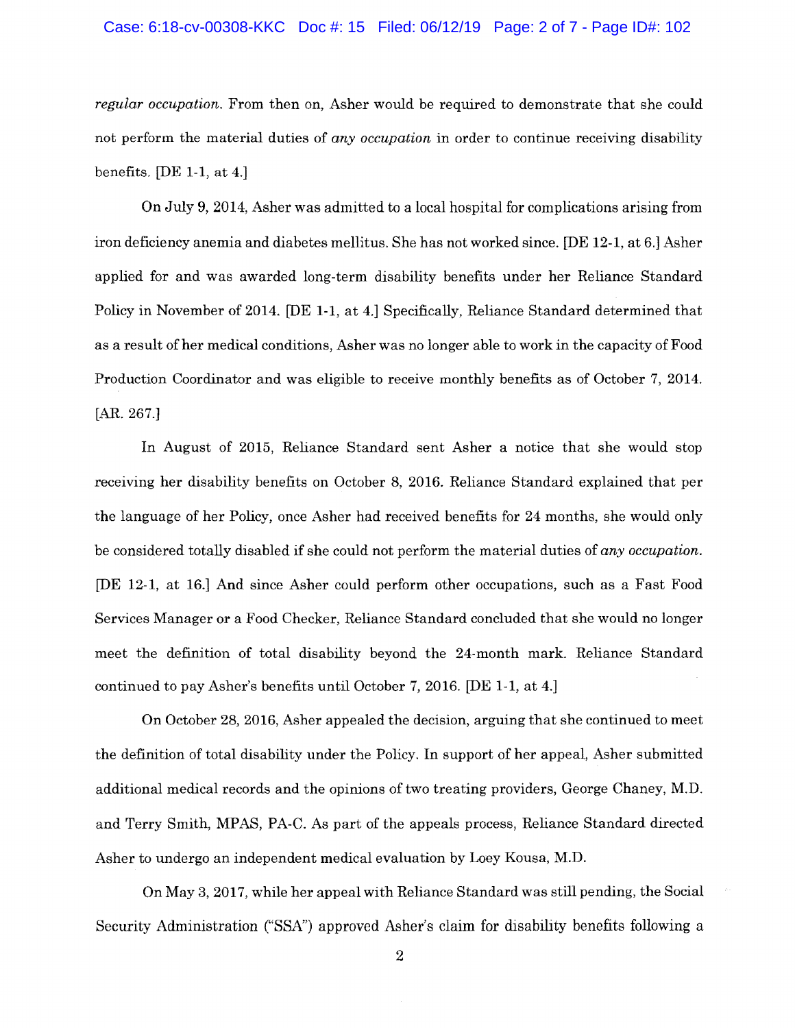*regular occupation*. From then on, Asher would be required to demonstrate that she could not perform the material duties of *any occupation* in order to continue receiving disability benefits. [DE 1-1, at 4.]

On July 9, 2014, Asher was admitted to a local hospital for complications arising from iron deficiency anemia and diabetes mellitus. She has not worked since. [DE 12-1, at 6.] Asher applied for and was awarded long-term disability benefits under her Reliance Standard Policy in November of 2014. [DE 1-1, at 4.] Specifically, Reliance Standard determined that as a result of her medical conditions, Asher was no longer able to work in the capacity of Food Production Coordinator and was eligible to receive monthly benefits as of October 7, 2014. [AR. 267.]

In August of 2015, Reliance Standard sent Asher a notice that she would stop receiving her disability benefits on October 8, 2016. Reliance Standard explained that per the language of her Policy, once Asher had received benefits for 24 months, she would only be considered totally disabled if she could not perform the material duties of *any occupation*. [DE 12-1, at 16.] And since Asher could perform other occupations, such as a Fast Food Services Manager or a Food Checker, Reliance Standard concluded that she would no longer meet the definition of total disability beyond the 24-month mark. Reliance Standard continued to pay Asher's benefits until October 7, 2016. [DE 1-1, at 4.]

On October 28, 2016, Asher appealed the decision, arguing that she continued to meet the definition of total disability under the Policy. In support of her appeal, Asher submitted additional medical records and the opinions of two treating providers, George Chaney, M.D. and Terry Smith, MPAS, PA-C. As part of the appeals process, Reliance Standard directed Asher to undergo an independent medical evaluation by Loey Kousa, M.D.

On May 3, 2017, while her appeal with Reliance Standard was still pending, the Social Security Administration ("SSA") approved Asher's claim for disability benefits following a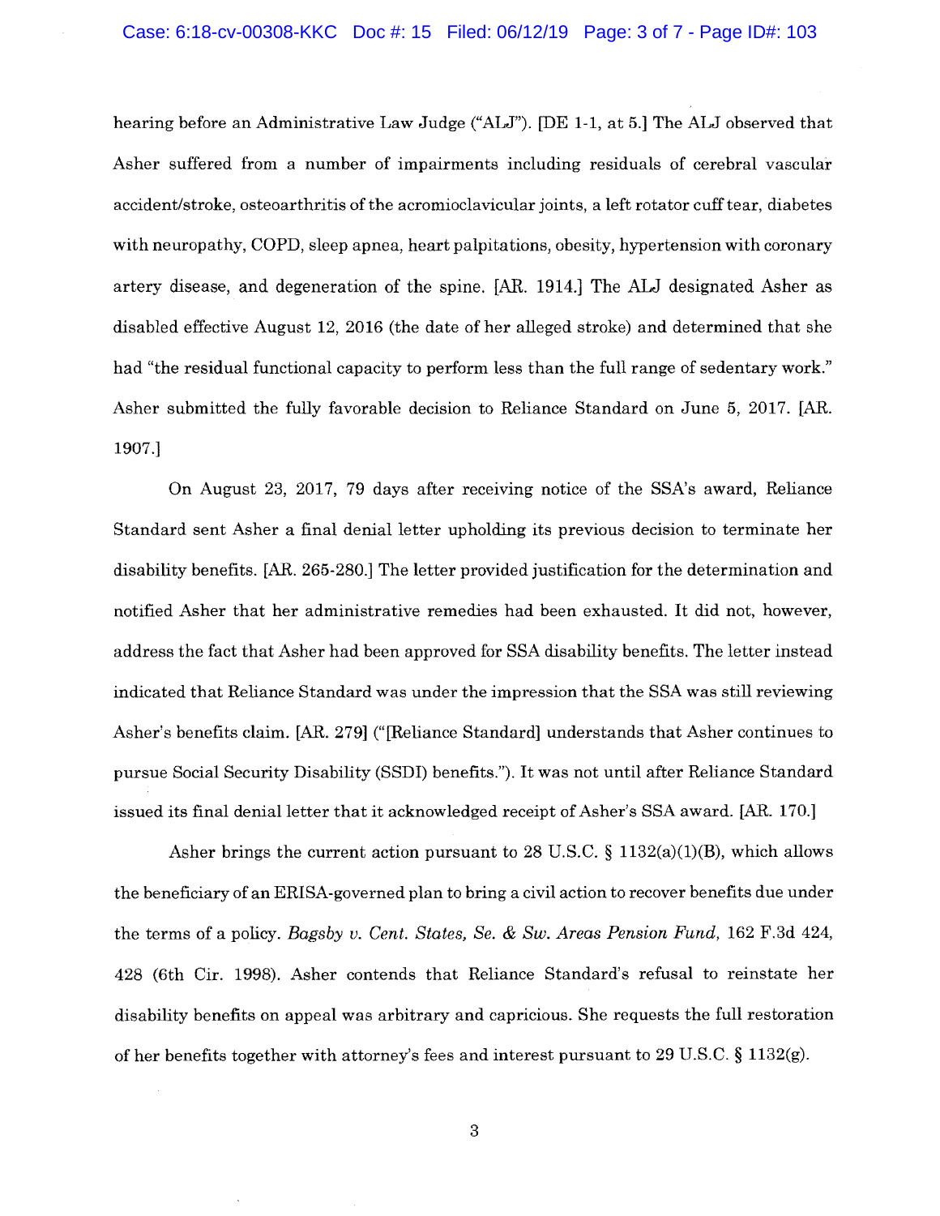hearing before an Administrative Law Judge ("ALJ"). [DE 1-1, at 5.] The ALJ observed that Asher suffered from a number of impairments including residuals of cerebral vascular accident/stroke, osteoarthritis of the acromioclavicular joints, a left rotator cuff tear, diabetes with neuropathy, COPD, sleep apnea, heart palpitations, obesity, hypertension with coronary artery disease, and degeneration of the spine. [AR. 1914.] The ALJ designated Asher as disabled effective August 12, 2016 (the date of her alleged stroke) and determined that she had "the residual functional capacity to perform less than the full range of sedentary work." Asher submitted the fully favorable decision to Reliance Standard on June 5, 2017. [AR. 1907.]

On August 23, 2017, 79 days after receiving notice of the SSA's award, Reliance Standard sent Asher a final denial letter upholding its previous decision to terminate her disability benefits. [AR. 265-280.] The letter provided justification for the determination and notified Asher that her administrative remedies had been exhausted. It did not, however, address the fact that Asher had been approved for SSA disability benefits. The letter instead indicated that Reliance Standard was under the impression that the SSA was still reviewing Asher's benefits claim. [AR. 279] ("[Reliance Standard] understands that Asher continues to pursue Social Security Disability (SSDI) benefits."). It was not until after Reliance Standard issued its final denial letter that it acknowledged receipt of Asher's SSA award. [AR. 170.]

Asher brings the current action pursuant to 28 U.S.C. § 1132(a)(1)(B), which allows the beneficiary of an ERISA-governed plan to bring a civil action to recover benefits due under the terms of a policy. *Bagsby v. Cent. States, Se. & Sw. Areas Pension Fund*, 162 F.3d 424, 428 (6th Cir. 1998). Asher contends that Reliance Standard's refusal to reinstate her disability benefits on appeal was arbitrary and capricious. She requests the full restoration of her benefits together with attorney's fees and interest pursuant to 29 U.S.C. § 1132(g).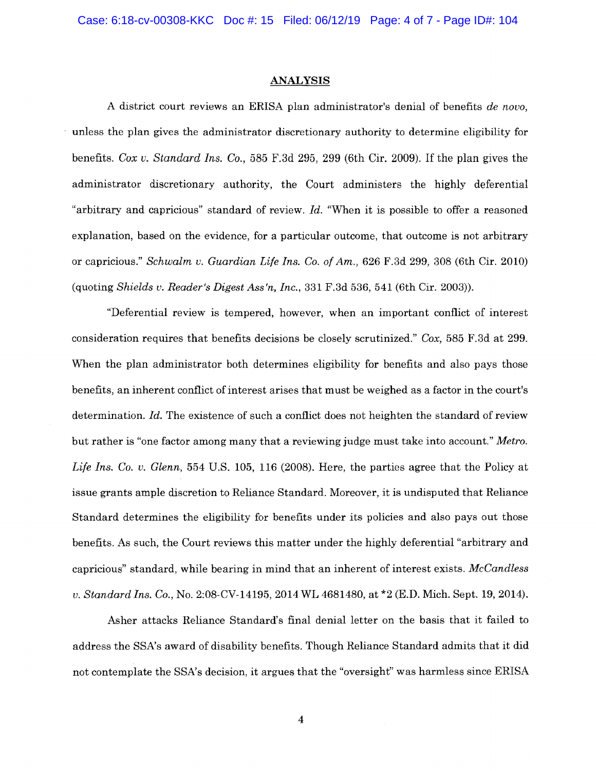## ANALYSIS

A district court reviews an ERISA plan administrator's denial of benefits *de novo*, unless the plan gives the administrator discretionary authority to determine eligibility for benefits. *Cox v. Standard Ins. Co.*, 585 F.3d 295, 299 (6th Cir. 2009). If the plan gives the administrator discretionary authority, the Court administers the highly deferential "arbitrary and capricious" standard of review. *Id.* "When it is possible to offer a reasoned explanation, based on the evidence, for a particular outcome, that outcome is not arbitrary or capricious." *Schwalm v. Guardian Life Ins. Co. of Am.*, 626 F.3d 299, 308 (6th Cir. 2010) (quoting *Shields v. Reader's Digest Ass'n, Inc.*, 331 F.3d 536, 541 (6th Cir. 2003)).

"Deferential review is tempered, however, when an important conflict of interest consideration requires that benefits decisions be closely scrutinized." *Cox*, 585 F.3d at 299. When the plan administrator both determines eligibility for benefits and also pays those benefits, an inherent conflict of interest arises that must be weighed as a factor in the court's determination. *Id.* The existence of such a conflict does not heighten the standard of review but rather is "one factor among many that a reviewing judge must take into account." *Metro. Life Ins. Co. v. Glenn*, 554 U.S. 105, 116 (2008). Here, the parties agree that the Policy at issue grants ample discretion to Reliance Standard. Moreover, it is undisputed that Reliance Standard determines the eligibility for benefits under its policies and also pays out those benefits. As such, the Court reviews this matter under the highly deferential "arbitrary and capricious" standard, while bearing in mind that an inherent of interest exists. *McCandless v. Standard Ins. Co.*, No. 2:08-CV-14195, 2014 WL 4681480, at *2 (E.D. Mich. Sept. 19, 2014).

Asher attacks Reliance Standard's final denial letter on the basis that it failed to address the SSA's award of disability benefits. Though Reliance Standard admits that it did not contemplate the SSA's decision, it argues that the "oversight" was harmless since ERISA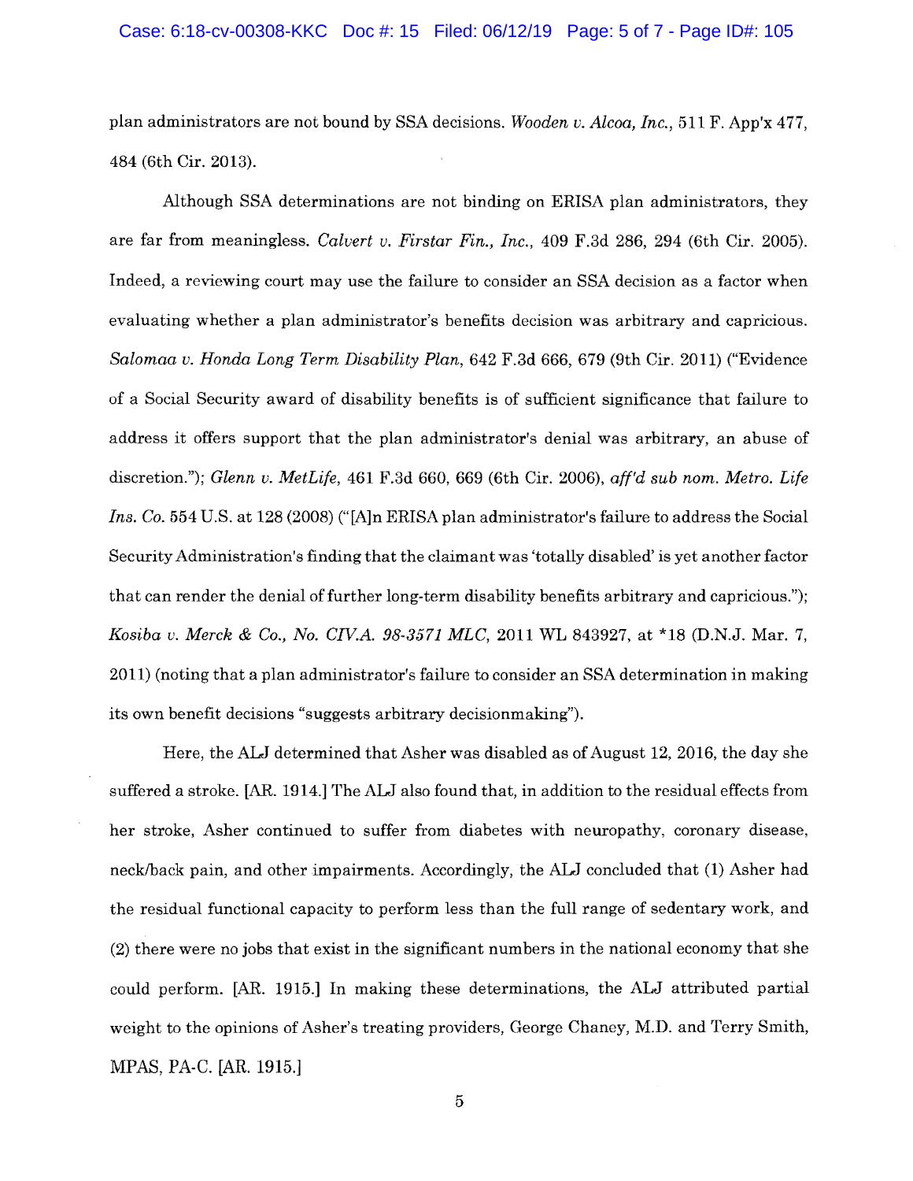plan administrators are not bound by SSA decisions. *Wooden v. Alcoa, Inc.*, 511 F. App'x 477, 484 (6th Cir. 2013).

Although SSA determinations are not binding on ERISA plan administrators, they are far from meaningless. *Calvert v. Firstar Fin., Inc.*, 409 F.3d 286, 294 (6th Cir. 2005). Indeed, a reviewing court may use the failure to consider an SSA decision as a factor when evaluating whether a plan administrator's benefits decision was arbitrary and capricious. *Salomaa v. Honda Long Term Disability Plan*, 642 F.3d 666, 679 (9th Cir. 2011) ("Evidence of a Social Security award of disability benefits is of sufficient significance that failure to address it offers support that the plan administrator's denial was arbitrary, an abuse of discretion."); *Glenn v. MetLife*, 461 F.3d 660, 669 (6th Cir. 2006), *aff'd sub nom. Metro. Life Ins. Co.* 554 U.S. at 128 (2008) ("[A]n ERISA plan administrator's failure to address the Social Security Administration's finding that the claimant was 'totally disabled' is yet another factor that can render the denial of further long-term disability benefits arbitrary and capricious."); *Kosiba v. Merck & Co., No. CIV.A. 98-3571 MLC*, 2011 WL 843927, at *18 (D.N.J. Mar. 7, 2011) (noting that a plan administrator's failure to consider an SSA determination in making its own benefit decisions "suggests arbitrary decisionmaking").

Here, the ALJ determined that Asher was disabled as of August 12, 2016, the day she suffered a stroke. [AR. 1914.] The ALJ also found that, in addition to the residual effects from her stroke, Asher continued to suffer from diabetes with neuropathy, coronary disease, neck/back pain, and other impairments. Accordingly, the ALJ concluded that (1) Asher had the residual functional capacity to perform less than the full range of sedentary work, and (2) there were no jobs that exist in the significant numbers in the national economy that she could perform. [AR. 1915.] In making these determinations, the ALJ attributed partial weight to the opinions of Asher's treating providers, George Chaney, M.D. and Terry Smith, MPAS, PA-C. [AR. 1915.]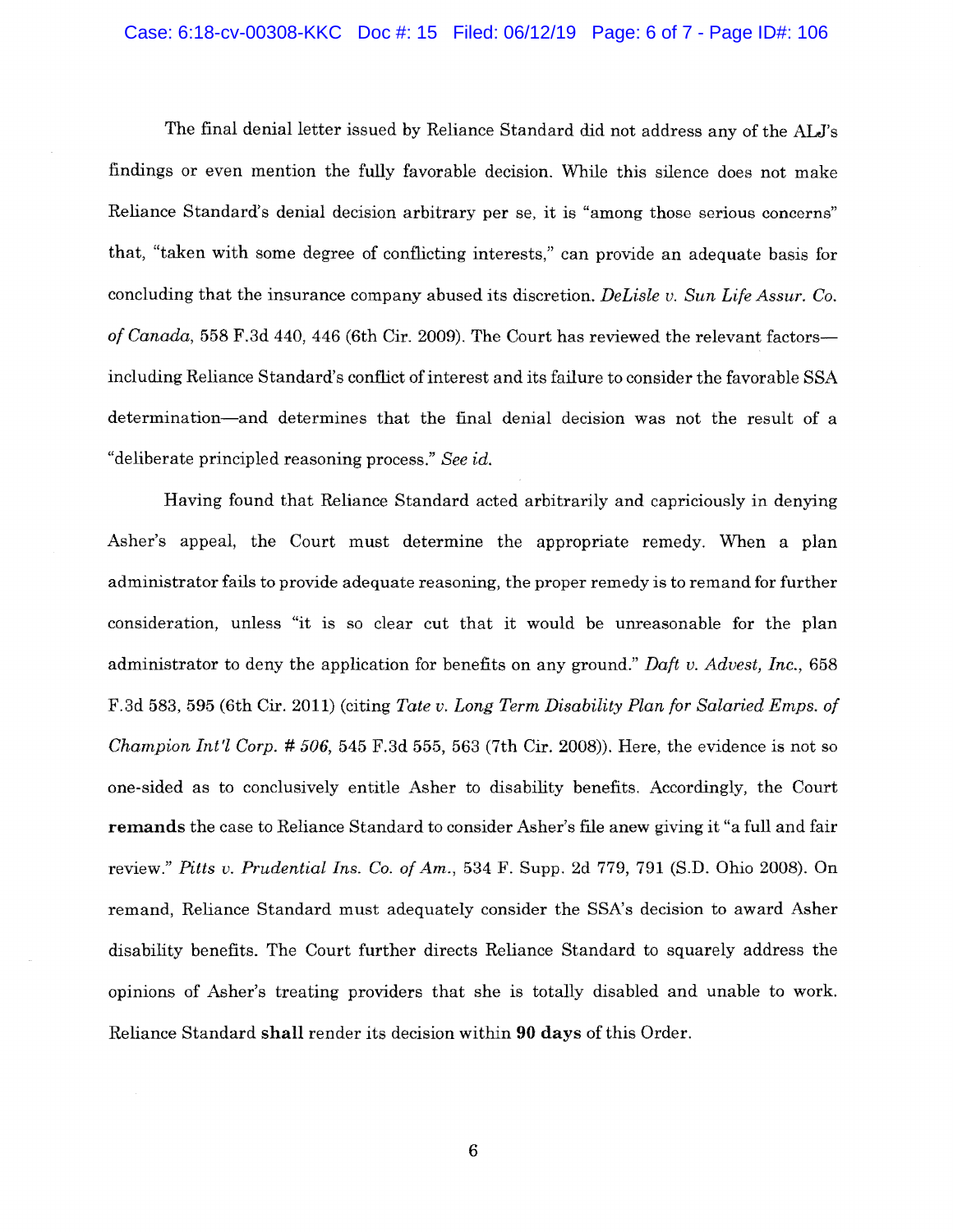The final denial letter issued by Reliance Standard did not address any of the ALJ's findings or even mention the fully favorable decision. While this silence does not make Reliance Standard's denial decision arbitrary per se, it is "among those serious concerns" that, "taken with some degree of conflicting interests," can provide an adequate basis for concluding that the insurance company abused its discretion. *DeLisle v. Sun Life Assur. Co. of Canada*, 558 F.3d 440, 446 (6th Cir. 2009). The Court has reviewed the relevant factors—including Reliance Standard's conflict of interest and its failure to consider the favorable SSA determination—and determines that the final denial decision was not the result of a "deliberate principled reasoning process." *See id.*

Having found that Reliance Standard acted arbitrarily and capriciously in denying Asher's appeal, the Court must determine the appropriate remedy. When a plan administrator fails to provide adequate reasoning, the proper remedy is to remand for further consideration, unless "it is so clear cut that it would be unreasonable for the plan administrator to deny the application for benefits on any ground." *Daft v. Advest, Inc.*, 658 F.3d 583, 595 (6th Cir. 2011) (citing *Tate v. Long Term Disability Plan for Salaried Emps. of Champion Int'l Corp. # 506*, 545 F.3d 555, 563 (7th Cir. 2008)). Here, the evidence is not so one-sided as to conclusively entitle Asher to disability benefits. Accordingly, the Court **remands** the case to Reliance Standard to consider Asher's file anew giving it "a full and fair review." *Pitts v. Prudential Ins. Co. of Am.*, 534 F. Supp. 2d 779, 791 (S.D. Ohio 2008). On remand, Reliance Standard must adequately consider the SSA's decision to award Asher disability benefits. The Court further directs Reliance Standard to squarely address the opinions of Asher's treating providers that she is totally disabled and unable to work. Reliance Standard **shall** render its decision within **90 days** of this Order.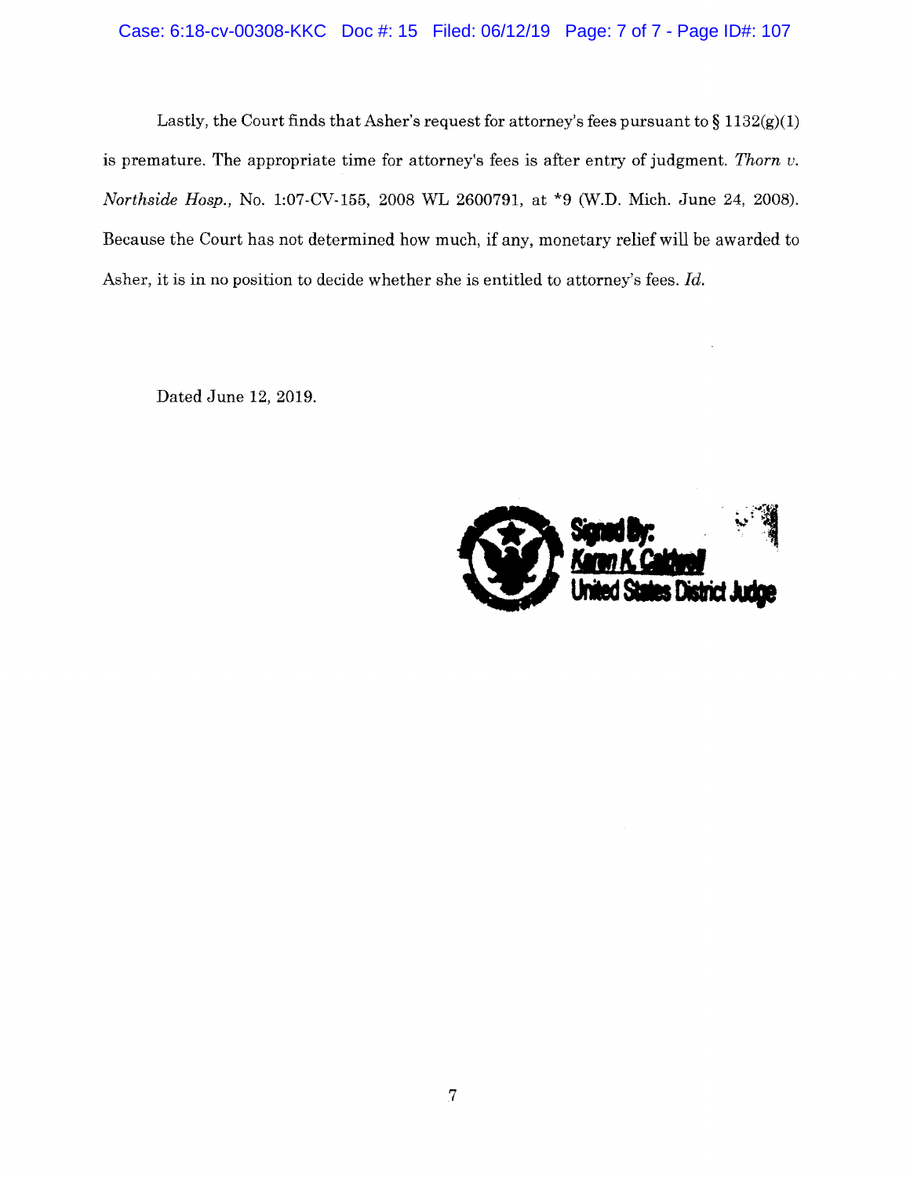Lastly, the Court finds that Asher's request for attorney's fees pursuant to § 1132(g)(1) is premature. The appropriate time for attorney's fees is after entry of judgment. *Thorn v. Northside Hosp.*, No. 1:07-CV-155, 2008 WL 2600791, at *9 (W.D. Mich. June 24, 2008). Because the Court has not determined how much, if any, monetary relief will be awarded to Asher, it is in no position to decide whether she is entitled to attorney's fees. *Id.*

Dated June 12, 2019.

Signed By:
Karen K. Caldwell
United States District Judge